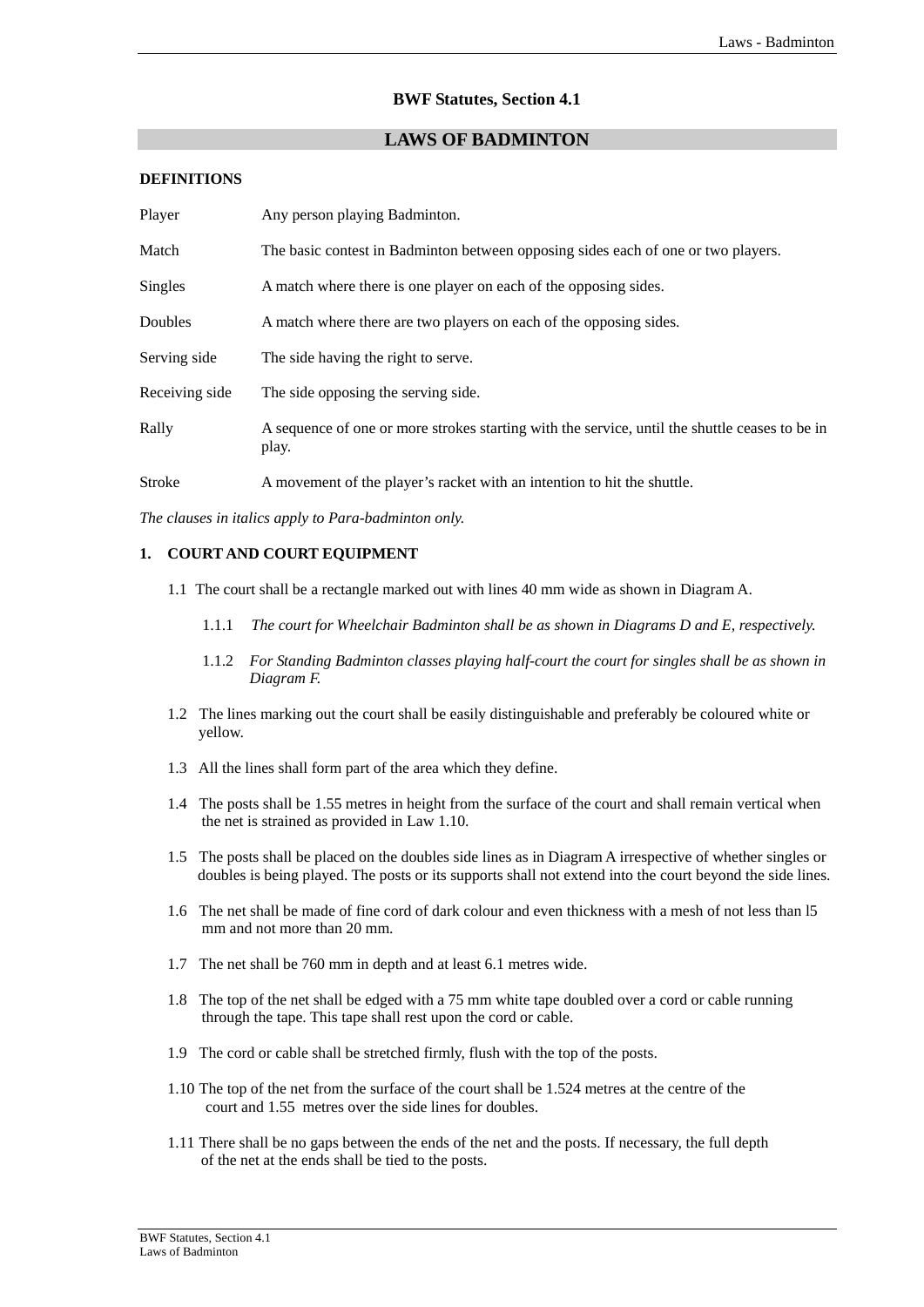## BWF Statutes, Section 4.1

# LAWS OF BADMINTON

**DEFINITIONS**

| | |
|---|---|
| Player | Any person playing Badminton. |
| Match | The basic contest in Badminton between opposing sides each of one or two players. |
| Singles | A match where there is one player on each of the opposing sides. |
| Doubles | A match where there are two players on each of the opposing sides. |
| Serving side | The side having the right to serve. |
| Receiving side | The side opposing the serving side. |
| Rally | A sequence of one or more strokes starting with the service, until the shuttle ceases to be in play. |
| Stroke | A movement of the player's racket with an intention to hit the shuttle. |

*The clauses in italics apply to Para-badminton only.*

**1. COURT AND COURT EQUIPMENT**

1.1 The court shall be a rectangle marked out with lines 40 mm wide as shown in Diagram A.

1.1.1 *The court for Wheelchair Badminton shall be as shown in Diagrams D and E, respectively.*

1.1.2 *For Standing Badminton classes playing half-court the court for singles shall be as shown in Diagram F.*

1.2 The lines marking out the court shall be easily distinguishable and preferably be coloured white or yellow.

1.3 All the lines shall form part of the area which they define.

1.4 The posts shall be 1.55 metres in height from the surface of the court and shall remain vertical when the net is strained as provided in Law 1.10.

1.5 The posts shall be placed on the doubles side lines as in Diagram A irrespective of whether singles or doubles is being played. The posts or its supports shall not extend into the court beyond the side lines.

1.6 The net shall be made of fine cord of dark colour and even thickness with a mesh of not less than l5 mm and not more than 20 mm.

1.7 The net shall be 760 mm in depth and at least 6.1 metres wide.

1.8 The top of the net shall be edged with a 75 mm white tape doubled over a cord or cable running through the tape. This tape shall rest upon the cord or cable.

1.9 The cord or cable shall be stretched firmly, flush with the top of the posts.

1.10 The top of the net from the surface of the court shall be 1.524 metres at the centre of the court and 1.55 metres over the side lines for doubles.

1.11 There shall be no gaps between the ends of the net and the posts. If necessary, the full depth of the net at the ends shall be tied to the posts.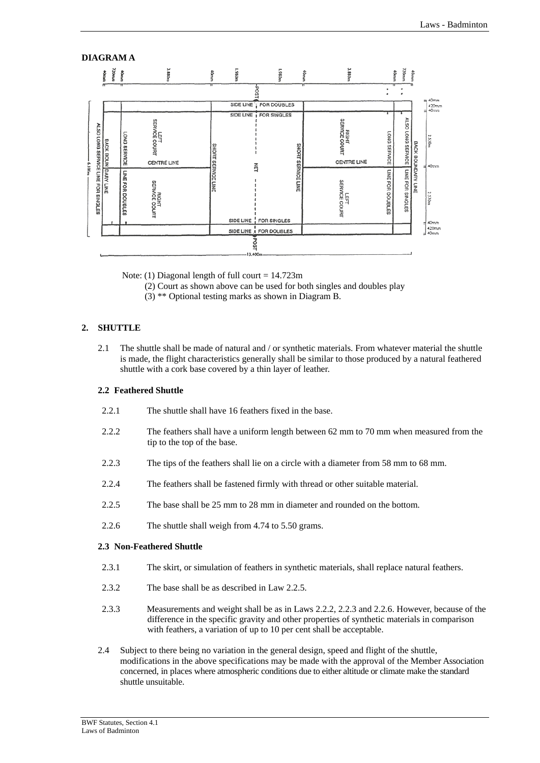**DIAGRAM A**

Note: (1) Diagonal length of full court = 14.723m

(2) Court as shown above can be used for both singles and doubles play

(3) ** Optional testing marks as shown in Diagram B.

## 2. SHUTTLE

2.1 The shuttle shall be made of natural and / or synthetic materials. From whatever material the shuttle is made, the flight characteristics generally shall be similar to those produced by a natural feathered shuttle with a cork base covered by a thin layer of leather.

### 2.2 Feathered Shuttle

2.2.1 The shuttle shall have 16 feathers fixed in the base.

2.2.2 The feathers shall have a uniform length between 62 mm to 70 mm when measured from the tip to the top of the base.

2.2.3 The tips of the feathers shall lie on a circle with a diameter from 58 mm to 68 mm.

2.2.4 The feathers shall be fastened firmly with thread or other suitable material.

2.2.5 The base shall be 25 mm to 28 mm in diameter and rounded on the bottom.

2.2.6 The shuttle shall weigh from 4.74 to 5.50 grams.

### 2.3 Non-Feathered Shuttle

2.3.1 The skirt, or simulation of feathers in synthetic materials, shall replace natural feathers.

2.3.2 The base shall be as described in Law 2.2.5.

2.3.3 Measurements and weight shall be as in Laws 2.2.2, 2.2.3 and 2.2.6. However, because of the difference in the specific gravity and other properties of synthetic materials in comparison with feathers, a variation of up to 10 per cent shall be acceptable.

2.4 Subject to there being no variation in the general design, speed and flight of the shuttle, modifications in the above specifications may be made with the approval of the Member Association concerned, in places where atmospheric conditions due to either altitude or climate make the standard shuttle unsuitable.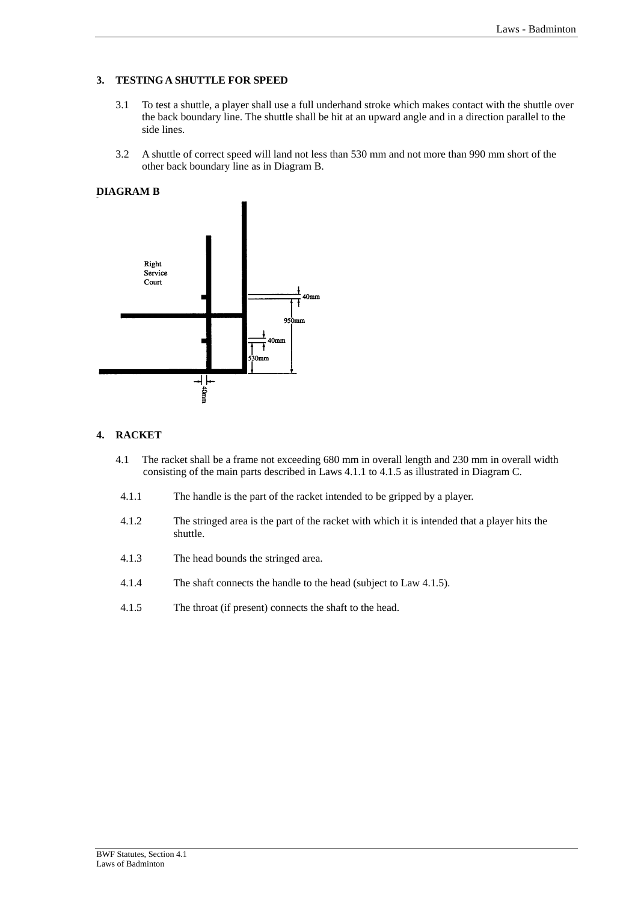## 3. TESTING A SHUTTLE FOR SPEED

3.1 To test a shuttle, a player shall use a full underhand stroke which makes contact with the shuttle over the back boundary line. The shuttle shall be hit at an upward angle and in a direction parallel to the side lines.

3.2 A shuttle of correct speed will land not less than 530 mm and not more than 990 mm short of the other back boundary line as in Diagram B.

**DIAGRAM B**

Right Service Court

40mm

950mm

40mm

530mm

40mm

## 4. RACKET

4.1 The racket shall be a frame not exceeding 680 mm in overall length and 230 mm in overall width consisting of the main parts described in Laws 4.1.1 to 4.1.5 as illustrated in Diagram C.

4.1.1 The handle is the part of the racket intended to be gripped by a player.

4.1.2 The stringed area is the part of the racket with which it is intended that a player hits the shuttle.

4.1.3 The head bounds the stringed area.

4.1.4 The shaft connects the handle to the head (subject to Law 4.1.5).

4.1.5 The throat (if present) connects the shaft to the head.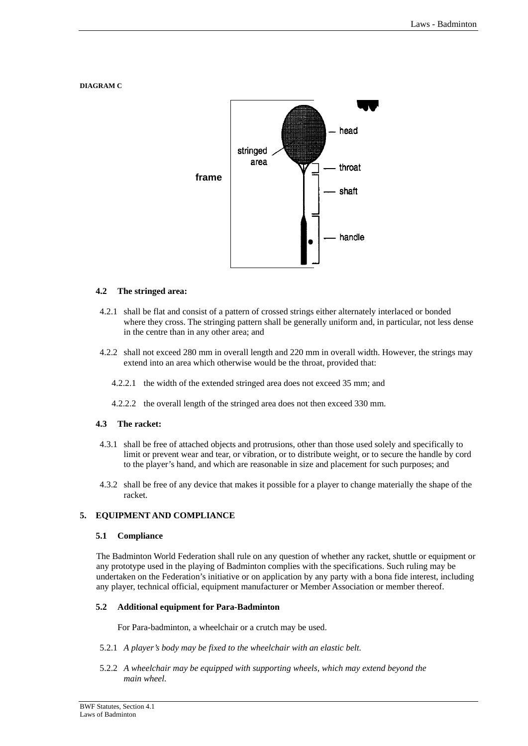**DIAGRAM C**

frame

stringed area

head

throat

shaft

handle

**4.2 The stringed area:**

4.2.1 shall be flat and consist of a pattern of crossed strings either alternately interlaced or bonded where they cross. The stringing pattern shall be generally uniform and, in particular, not less dense in the centre than in any other area; and

4.2.2 shall not exceed 280 mm in overall length and 220 mm in overall width. However, the strings may extend into an area which otherwise would be the throat, provided that:

4.2.2.1 the width of the extended stringed area does not exceed 35 mm; and

4.2.2.2 the overall length of the stringed area does not then exceed 330 mm.

**4.3 The racket:**

4.3.1 shall be free of attached objects and protrusions, other than those used solely and specifically to limit or prevent wear and tear, or vibration, or to distribute weight, or to secure the handle by cord to the player's hand, and which are reasonable in size and placement for such purposes; and

4.3.2 shall be free of any device that makes it possible for a player to change materially the shape of the racket.

## 5. EQUIPMENT AND COMPLIANCE

**5.1 Compliance**

The Badminton World Federation shall rule on any question of whether any racket, shuttle or equipment or any prototype used in the playing of Badminton complies with the specifications. Such ruling may be undertaken on the Federation's initiative or on application by any party with a bona fide interest, including any player, technical official, equipment manufacturer or Member Association or member thereof.

**5.2 Additional equipment for Para-Badminton**

For Para-badminton, a wheelchair or a crutch may be used.

5.2.1 *A player's body may be fixed to the wheelchair with an elastic belt.*

5.2.2 *A wheelchair may be equipped with supporting wheels, which may extend beyond the main wheel.*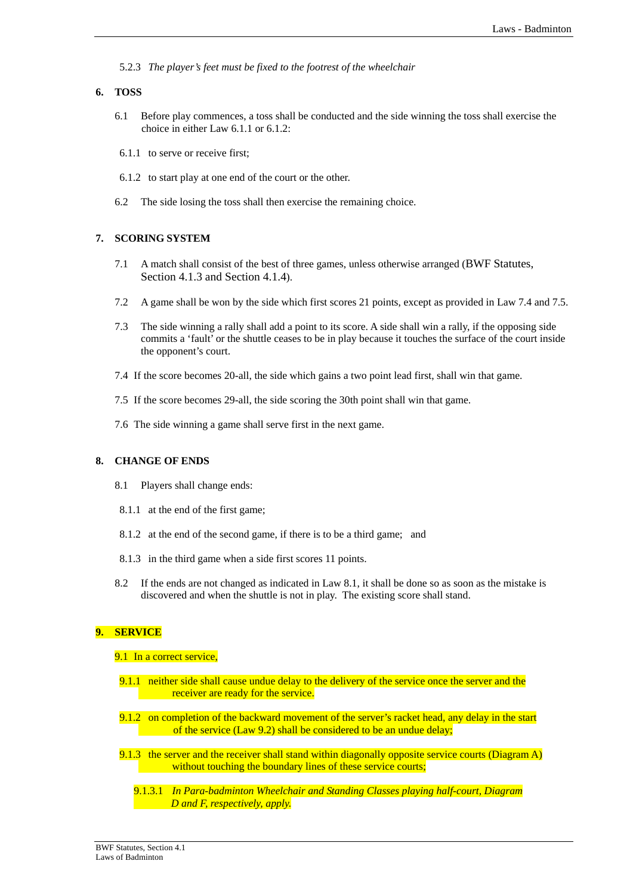5.2.3 *The player's feet must be fixed to the footrest of the wheelchair*

## 6. TOSS

6.1 Before play commences, a toss shall be conducted and the side winning the toss shall exercise the choice in either Law 6.1.1 or 6.1.2:

6.1.1 to serve or receive first;

6.1.2 to start play at one end of the court or the other.

6.2 The side losing the toss shall then exercise the remaining choice.

## 7. SCORING SYSTEM

7.1 A match shall consist of the best of three games, unless otherwise arranged (BWF Statutes, Section 4.1.3 and Section 4.1.4).

7.2 A game shall be won by the side which first scores 21 points, except as provided in Law 7.4 and 7.5.

7.3 The side winning a rally shall add a point to its score. A side shall win a rally, if the opposing side commits a 'fault' or the shuttle ceases to be in play because it touches the surface of the court inside the opponent's court.

7.4 If the score becomes 20-all, the side which gains a two point lead first, shall win that game.

7.5 If the score becomes 29-all, the side scoring the 30th point shall win that game.

7.6 The side winning a game shall serve first in the next game.

## 8. CHANGE OF ENDS

8.1 Players shall change ends:

8.1.1 at the end of the first game;

8.1.2 at the end of the second game, if there is to be a third game; and

8.1.3 in the third game when a side first scores 11 points.

8.2 If the ends are not changed as indicated in Law 8.1, it shall be done so as soon as the mistake is discovered and when the shuttle is not in play. The existing score shall stand.

## 9. SERVICE

9.1 In a correct service,

9.1.1 neither side shall cause undue delay to the delivery of the service once the server and the receiver are ready for the service.

9.1.2 on completion of the backward movement of the server's racket head, any delay in the start of the service (Law 9.2) shall be considered to be an undue delay;

9.1.3 the server and the receiver shall stand within diagonally opposite service courts (Diagram A) without touching the boundary lines of these service courts;

9.1.3.1 *In Para-badminton Wheelchair and Standing Classes playing half-court, Diagram D and F, respectively, apply.*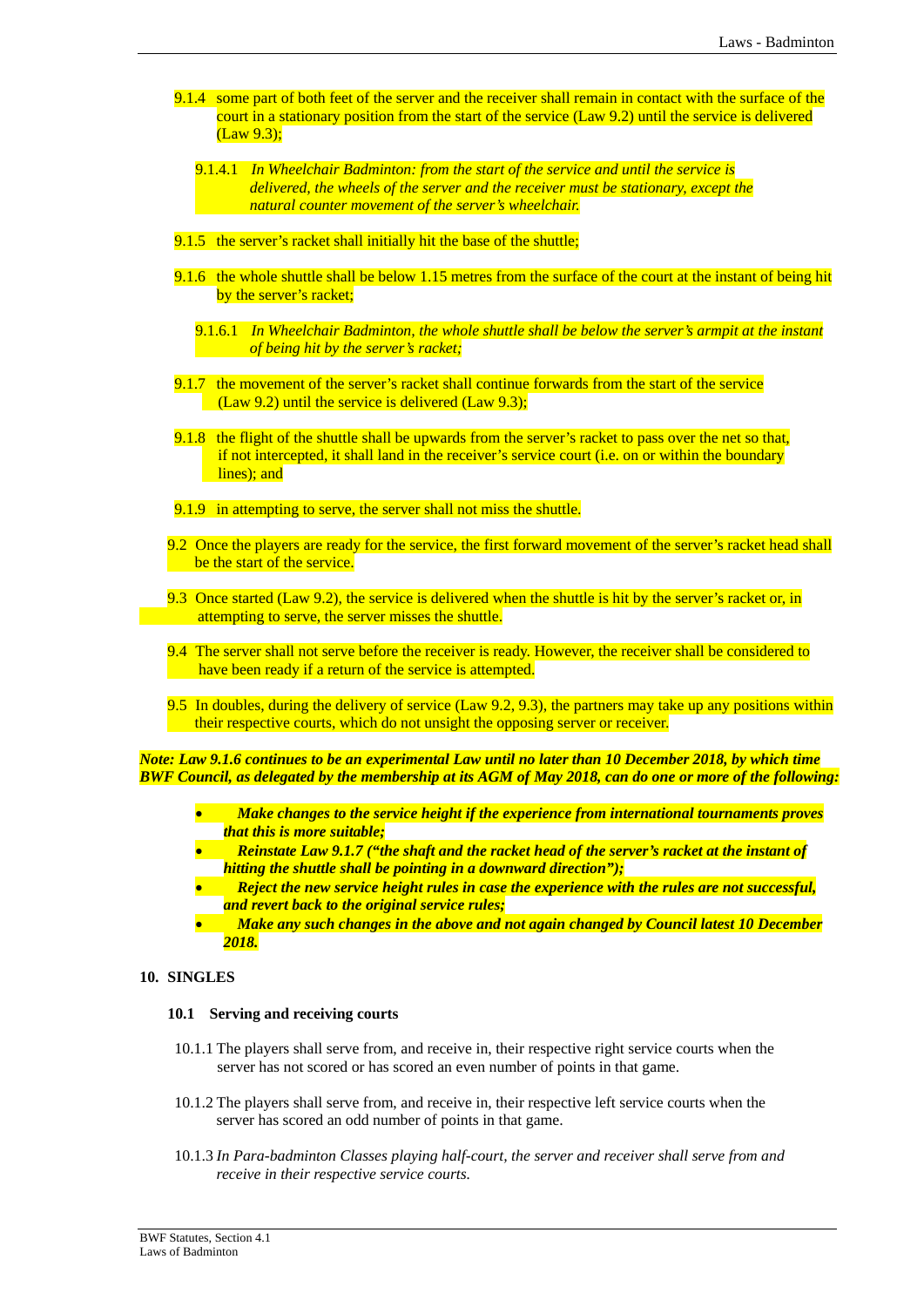9.1.4 some part of both feet of the server and the receiver shall remain in contact with the surface of the court in a stationary position from the start of the service (Law 9.2) until the service is delivered (Law 9.3);

9.1.4.1 *In Wheelchair Badminton: from the start of the service and until the service is delivered, the wheels of the server and the receiver must be stationary, except the natural counter movement of the server's wheelchair.*

9.1.5 the server's racket shall initially hit the base of the shuttle;

9.1.6 the whole shuttle shall be below 1.15 metres from the surface of the court at the instant of being hit by the server's racket;

9.1.6.1 *In Wheelchair Badminton, the whole shuttle shall be below the server's armpit at the instant of being hit by the server's racket;*

9.1.7 the movement of the server's racket shall continue forwards from the start of the service (Law 9.2) until the service is delivered (Law 9.3);

9.1.8 the flight of the shuttle shall be upwards from the server's racket to pass over the net so that, if not intercepted, it shall land in the receiver's service court (i.e. on or within the boundary lines); and

9.1.9 in attempting to serve, the server shall not miss the shuttle.

9.2 Once the players are ready for the service, the first forward movement of the server's racket head shall be the start of the service.

9.3 Once started (Law 9.2), the service is delivered when the shuttle is hit by the server's racket or, in attempting to serve, the server misses the shuttle.

9.4 The server shall not serve before the receiver is ready. However, the receiver shall be considered to have been ready if a return of the service is attempted.

9.5 In doubles, during the delivery of service (Law 9.2, 9.3), the partners may take up any positions within their respective courts, which do not unsight the opposing server or receiver.

***Note: Law 9.1.6 continues to be an experimental Law until no later than 10 December 2018, by which time BWF Council, as delegated by the membership at its AGM of May 2018, can do one or more of the following:***

- ***Make changes to the service height if the experience from international tournaments proves that this is more suitable;***
- ***Reinstate Law 9.1.7 ("the shaft and the racket head of the server's racket at the instant of hitting the shuttle shall be pointing in a downward direction");***
- ***Reject the new service height rules in case the experience with the rules are not successful, and revert back to the original service rules;***
- ***Make any such changes in the above and not again changed by Council latest 10 December 2018.***

## 10. SINGLES

### 10.1 Serving and receiving courts

10.1.1 The players shall serve from, and receive in, their respective right service courts when the server has not scored or has scored an even number of points in that game.

10.1.2 The players shall serve from, and receive in, their respective left service courts when the server has scored an odd number of points in that game.

10.1.3 *In Para-badminton Classes playing half-court, the server and receiver shall serve from and receive in their respective service courts.*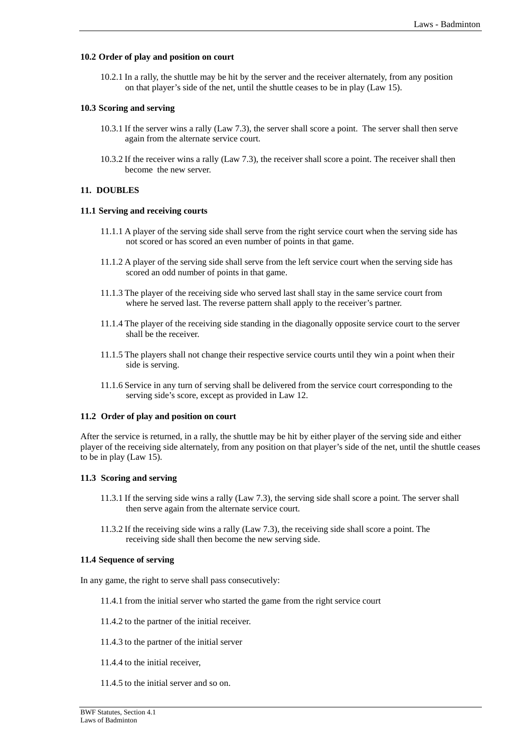**10.2 Order of play and position on court**

10.2.1 In a rally, the shuttle may be hit by the server and the receiver alternately, from any position on that player's side of the net, until the shuttle ceases to be in play (Law 15).

**10.3 Scoring and serving**

10.3.1 If the server wins a rally (Law 7.3), the server shall score a point. The server shall then serve again from the alternate service court.

10.3.2 If the receiver wins a rally (Law 7.3), the receiver shall score a point. The receiver shall then become the new server.

**11. DOUBLES**

**11.1 Serving and receiving courts**

11.1.1 A player of the serving side shall serve from the right service court when the serving side has not scored or has scored an even number of points in that game.

11.1.2 A player of the serving side shall serve from the left service court when the serving side has scored an odd number of points in that game.

11.1.3 The player of the receiving side who served last shall stay in the same service court from where he served last. The reverse pattern shall apply to the receiver's partner.

11.1.4 The player of the receiving side standing in the diagonally opposite service court to the server shall be the receiver.

11.1.5 The players shall not change their respective service courts until they win a point when their side is serving.

11.1.6 Service in any turn of serving shall be delivered from the service court corresponding to the serving side's score, except as provided in Law 12.

**11.2 Order of play and position on court**

After the service is returned, in a rally, the shuttle may be hit by either player of the serving side and either player of the receiving side alternately, from any position on that player's side of the net, until the shuttle ceases to be in play (Law 15).

**11.3 Scoring and serving**

11.3.1 If the serving side wins a rally (Law 7.3), the serving side shall score a point. The server shall then serve again from the alternate service court.

11.3.2 If the receiving side wins a rally (Law 7.3), the receiving side shall score a point. The receiving side shall then become the new serving side.

**11.4 Sequence of serving**

In any game, the right to serve shall pass consecutively:

11.4.1 from the initial server who started the game from the right service court

11.4.2 to the partner of the initial receiver.

11.4.3 to the partner of the initial server

11.4.4 to the initial receiver,

11.4.5 to the initial server and so on.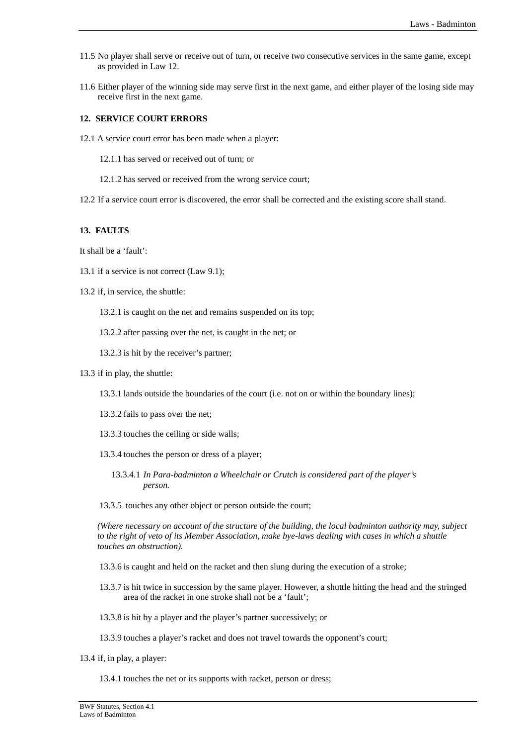11.5 No player shall serve or receive out of turn, or receive two consecutive services in the same game, except as provided in Law 12.

11.6 Either player of the winning side may serve first in the next game, and either player of the losing side may receive first in the next game.

**12. SERVICE COURT ERRORS**

12.1 A service court error has been made when a player:

12.1.1 has served or received out of turn; or

12.1.2 has served or received from the wrong service court;

12.2 If a service court error is discovered, the error shall be corrected and the existing score shall stand.

**13. FAULTS**

It shall be a 'fault':

13.1 if a service is not correct (Law 9.1);

13.2 if, in service, the shuttle:

13.2.1 is caught on the net and remains suspended on its top;

13.2.2 after passing over the net, is caught in the net; or

13.2.3 is hit by the receiver's partner;

13.3 if in play, the shuttle:

13.3.1 lands outside the boundaries of the court (i.e. not on or within the boundary lines);

13.3.2 fails to pass over the net;

13.3.3 touches the ceiling or side walls;

13.3.4 touches the person or dress of a player;

13.3.4.1 *In Para-badminton a Wheelchair or Crutch is considered part of the player's person.*

13.3.5 touches any other object or person outside the court;

*(Where necessary on account of the structure of the building, the local badminton authority may, subject to the right of veto of its Member Association, make bye-laws dealing with cases in which a shuttle touches an obstruction).*

13.3.6 is caught and held on the racket and then slung during the execution of a stroke;

13.3.7 is hit twice in succession by the same player. However, a shuttle hitting the head and the stringed area of the racket in one stroke shall not be a 'fault';

13.3.8 is hit by a player and the player's partner successively; or

13.3.9 touches a player's racket and does not travel towards the opponent's court;

13.4 if, in play, a player:

13.4.1 touches the net or its supports with racket, person or dress;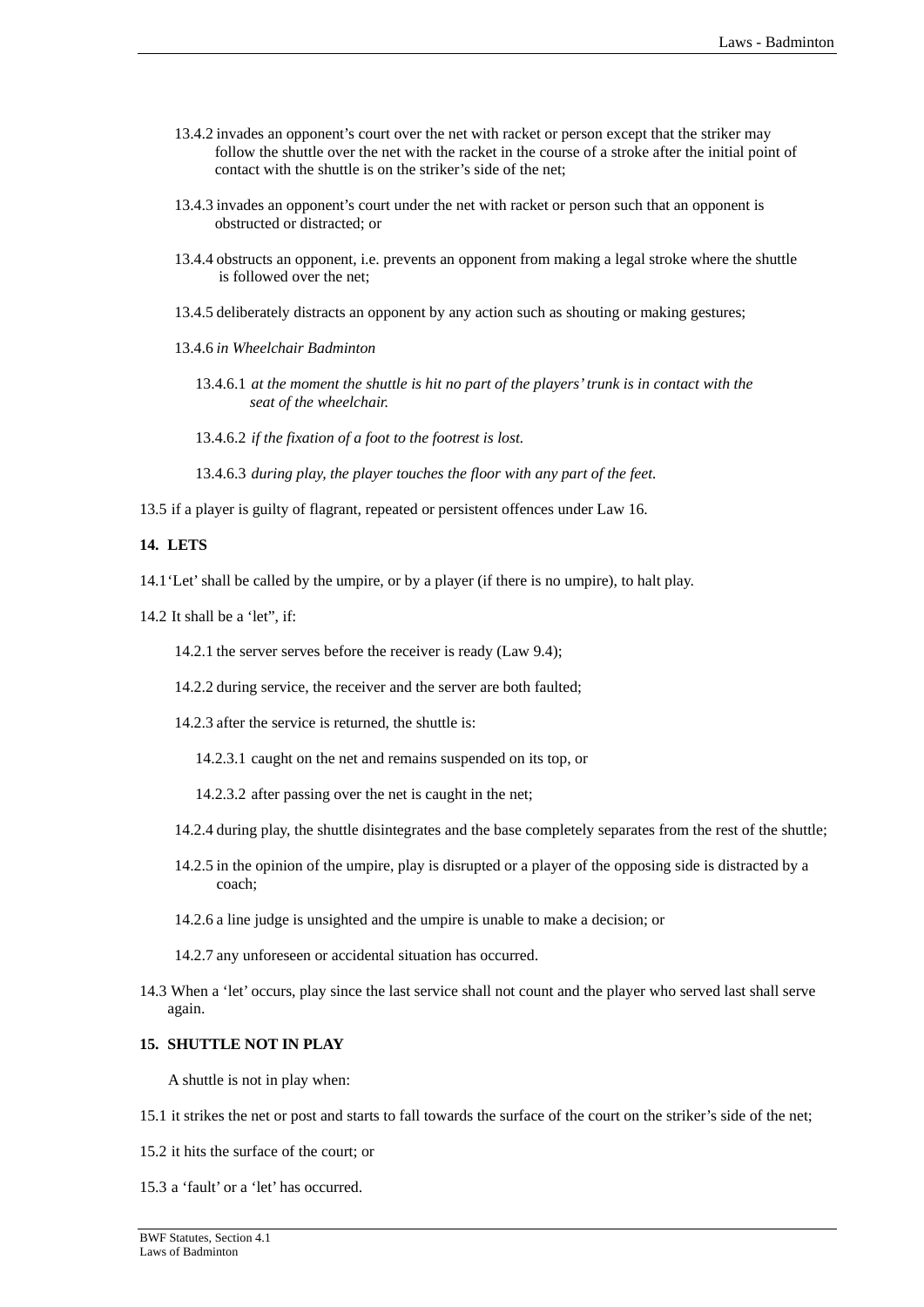13.4.2 invades an opponent's court over the net with racket or person except that the striker may follow the shuttle over the net with the racket in the course of a stroke after the initial point of contact with the shuttle is on the striker's side of the net;

13.4.3 invades an opponent's court under the net with racket or person such that an opponent is obstructed or distracted; or

13.4.4 obstructs an opponent, i.e. prevents an opponent from making a legal stroke where the shuttle is followed over the net;

13.4.5 deliberately distracts an opponent by any action such as shouting or making gestures;

13.4.6 *in Wheelchair Badminton*

13.4.6.1 *at the moment the shuttle is hit no part of the players' trunk is in contact with the seat of the wheelchair.*

13.4.6.2 *if the fixation of a foot to the footrest is lost.*

13.4.6.3 *during play, the player touches the floor with any part of the feet.*

13.5 if a player is guilty of flagrant, repeated or persistent offences under Law 16.

**14. LETS**

14.1 'Let' shall be called by the umpire, or by a player (if there is no umpire), to halt play.

14.2 It shall be a 'let", if:

14.2.1 the server serves before the receiver is ready (Law 9.4);

14.2.2 during service, the receiver and the server are both faulted;

14.2.3 after the service is returned, the shuttle is:

14.2.3.1 caught on the net and remains suspended on its top, or

14.2.3.2 after passing over the net is caught in the net;

14.2.4 during play, the shuttle disintegrates and the base completely separates from the rest of the shuttle;

14.2.5 in the opinion of the umpire, play is disrupted or a player of the opposing side is distracted by a coach;

14.2.6 a line judge is unsighted and the umpire is unable to make a decision; or

14.2.7 any unforeseen or accidental situation has occurred.

14.3 When a 'let' occurs, play since the last service shall not count and the player who served last shall serve again.

**15. SHUTTLE NOT IN PLAY**

A shuttle is not in play when:

15.1 it strikes the net or post and starts to fall towards the surface of the court on the striker's side of the net;

15.2 it hits the surface of the court; or

15.3 a 'fault' or a 'let' has occurred.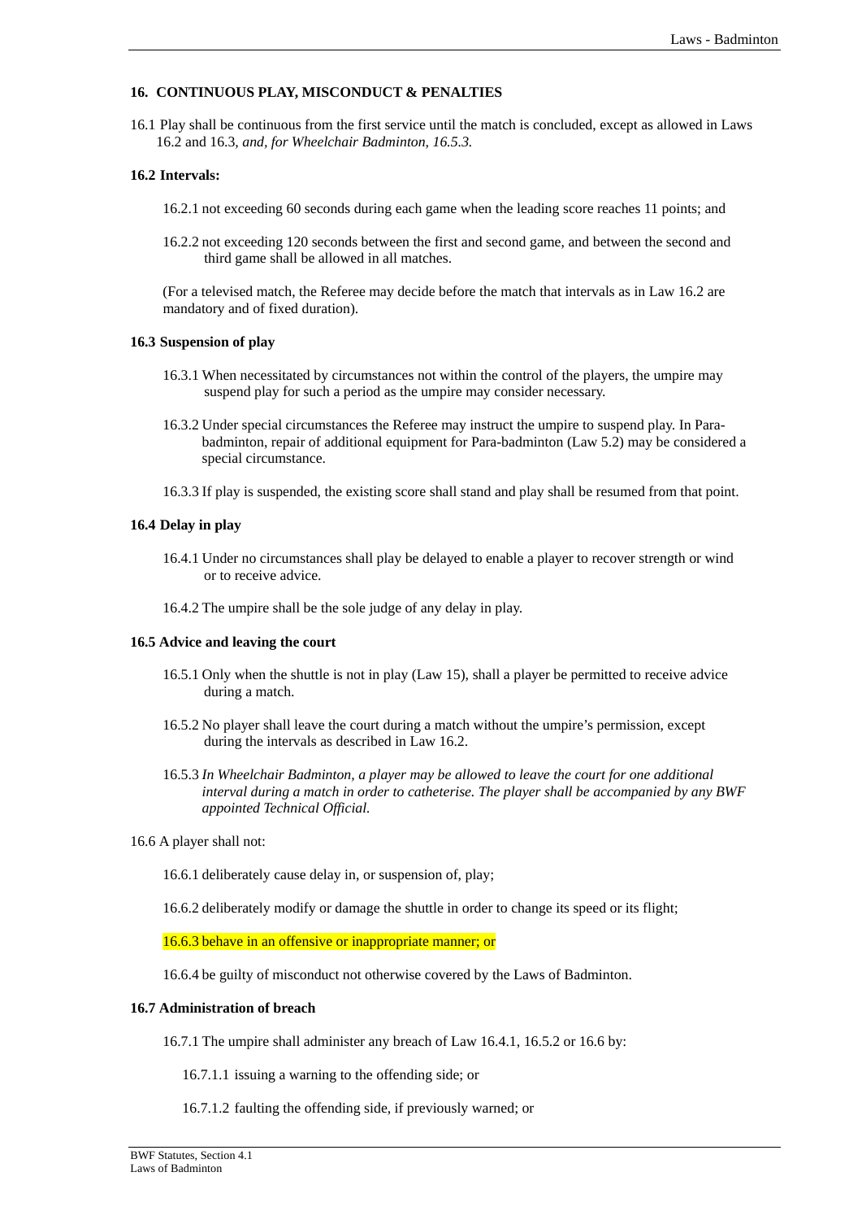### 16. CONTINUOUS PLAY, MISCONDUCT & PENALTIES

16.1 Play shall be continuous from the first service until the match is concluded, except as allowed in Laws 16.2 and 16.3, *and, for Wheelchair Badminton, 16.5.3.*

**16.2 Intervals:**

16.2.1 not exceeding 60 seconds during each game when the leading score reaches 11 points; and

16.2.2 not exceeding 120 seconds between the first and second game, and between the second and third game shall be allowed in all matches.

(For a televised match, the Referee may decide before the match that intervals as in Law 16.2 are mandatory and of fixed duration).

**16.3 Suspension of play**

16.3.1 When necessitated by circumstances not within the control of the players, the umpire may suspend play for such a period as the umpire may consider necessary.

16.3.2 Under special circumstances the Referee may instruct the umpire to suspend play. In Para-badminton, repair of additional equipment for Para-badminton (Law 5.2) may be considered a special circumstance.

16.3.3 If play is suspended, the existing score shall stand and play shall be resumed from that point.

**16.4 Delay in play**

16.4.1 Under no circumstances shall play be delayed to enable a player to recover strength or wind or to receive advice.

16.4.2 The umpire shall be the sole judge of any delay in play.

**16.5 Advice and leaving the court**

16.5.1 Only when the shuttle is not in play (Law 15), shall a player be permitted to receive advice during a match.

16.5.2 No player shall leave the court during a match without the umpire's permission, except during the intervals as described in Law 16.2.

16.5.3 *In Wheelchair Badminton, a player may be allowed to leave the court for one additional interval during a match in order to catheterise. The player shall be accompanied by any BWF appointed Technical Official.*

16.6 A player shall not:

16.6.1 deliberately cause delay in, or suspension of, play;

16.6.2 deliberately modify or damage the shuttle in order to change its speed or its flight;

16.6.3 behave in an offensive or inappropriate manner; or

16.6.4 be guilty of misconduct not otherwise covered by the Laws of Badminton.

**16.7 Administration of breach**

16.7.1 The umpire shall administer any breach of Law 16.4.1, 16.5.2 or 16.6 by:

16.7.1.1 issuing a warning to the offending side; or

16.7.1.2 faulting the offending side, if previously warned; or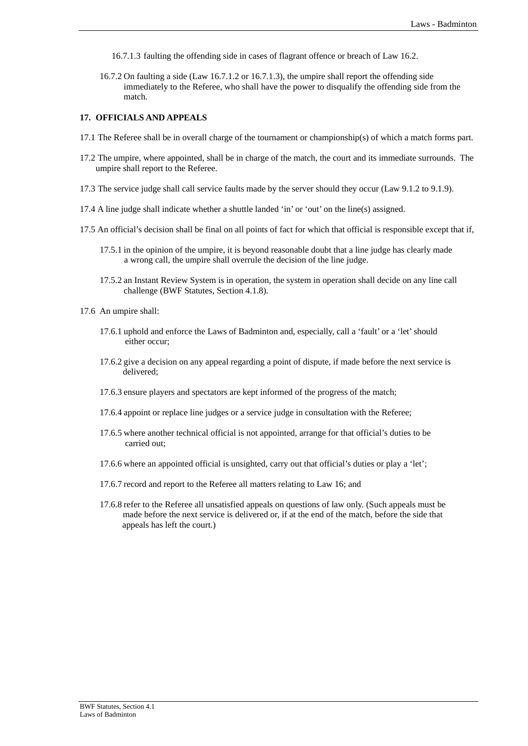16.7.1.3 faulting the offending side in cases of flagrant offence or breach of Law 16.2.

16.7.2 On faulting a side (Law 16.7.1.2 or 16.7.1.3), the umpire shall report the offending side immediately to the Referee, who shall have the power to disqualify the offending side from the match.

## 17. OFFICIALS AND APPEALS

17.1 The Referee shall be in overall charge of the tournament or championship(s) of which a match forms part.

17.2 The umpire, where appointed, shall be in charge of the match, the court and its immediate surrounds. The umpire shall report to the Referee.

17.3 The service judge shall call service faults made by the server should they occur (Law 9.1.2 to 9.1.9).

17.4 A line judge shall indicate whether a shuttle landed 'in' or 'out' on the line(s) assigned.

17.5 An official's decision shall be final on all points of fact for which that official is responsible except that if,

17.5.1 in the opinion of the umpire, it is beyond reasonable doubt that a line judge has clearly made a wrong call, the umpire shall overrule the decision of the line judge.

17.5.2 an Instant Review System is in operation, the system in operation shall decide on any line call challenge (BWF Statutes, Section 4.1.8).

17.6 An umpire shall:

17.6.1 uphold and enforce the Laws of Badminton and, especially, call a 'fault' or a 'let' should either occur;

17.6.2 give a decision on any appeal regarding a point of dispute, if made before the next service is delivered;

17.6.3 ensure players and spectators are kept informed of the progress of the match;

17.6.4 appoint or replace line judges or a service judge in consultation with the Referee;

17.6.5 where another technical official is not appointed, arrange for that official's duties to be carried out;

17.6.6 where an appointed official is unsighted, carry out that official's duties or play a 'let';

17.6.7 record and report to the Referee all matters relating to Law 16; and

17.6.8 refer to the Referee all unsatisfied appeals on questions of law only. (Such appeals must be made before the next service is delivered or, if at the end of the match, before the side that appeals has left the court.)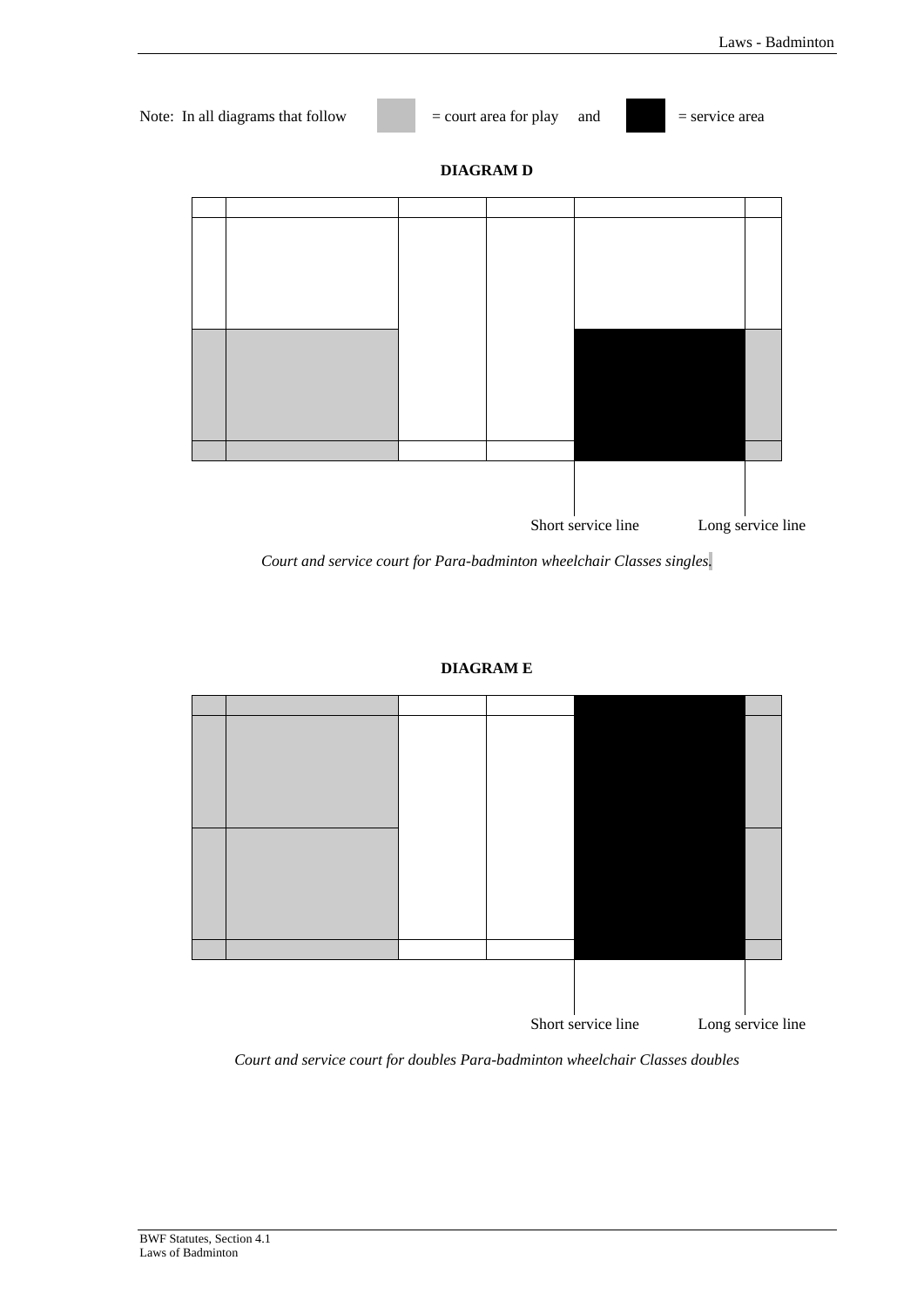Note: In all diagrams that follow = court area for play and = service area

**DIAGRAM D**

Short service line

Long service line

*Court and service court for Para-badminton wheelchair Classes singles.*

**DIAGRAM E**

Short service line

Long service line

*Court and service court for doubles Para-badminton wheelchair Classes doubles*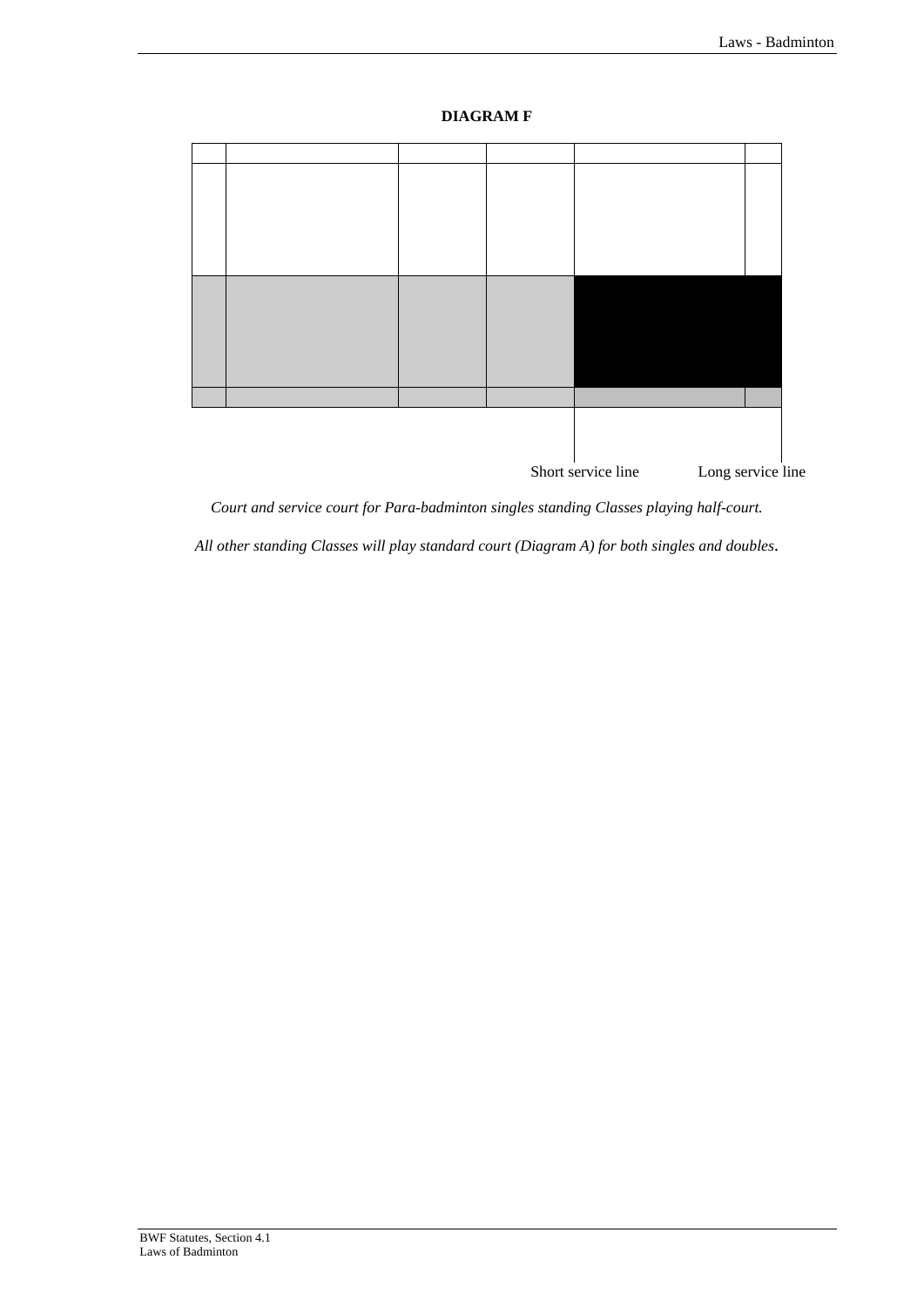**DIAGRAM F**

Short service line

Long service line

*Court and service court for Para-badminton singles standing Classes playing half-court.*

*All other standing Classes will play standard court (Diagram A) for both singles and doubles.*